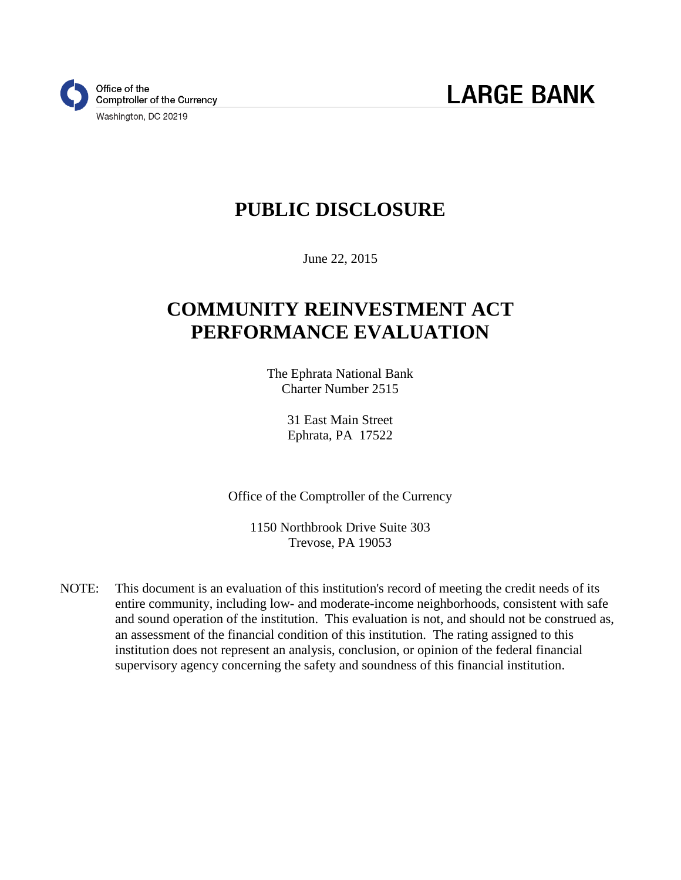Office of the
Comptroller of the Currency
Washington, DC 20219

**LARGE BANK**

# PUBLIC DISCLOSURE

June 22, 2015

# COMMUNITY REINVESTMENT ACT PERFORMANCE EVALUATION

The Ephrata National Bank
Charter Number 2515

31 East Main Street
Ephrata, PA 17522

Office of the Comptroller of the Currency

1150 Northbrook Drive Suite 303
Trevose, PA 19053

NOTE: This document is an evaluation of this institution's record of meeting the credit needs of its entire community, including low- and moderate-income neighborhoods, consistent with safe and sound operation of the institution. This evaluation is not, and should not be construed as, an assessment of the financial condition of this institution. The rating assigned to this institution does not represent an analysis, conclusion, or opinion of the federal financial supervisory agency concerning the safety and soundness of this financial institution.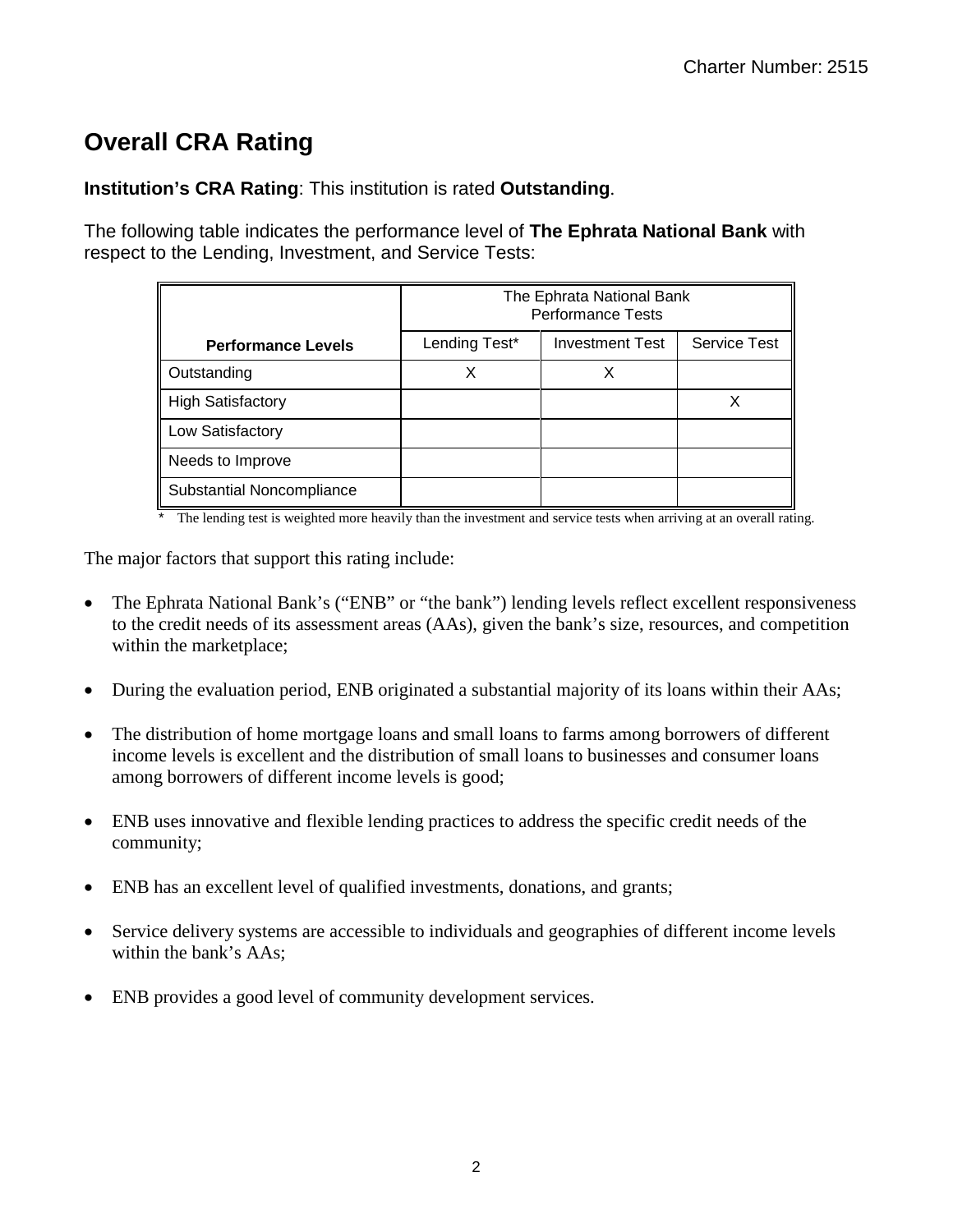# Overall CRA Rating

**Institution's CRA Rating**: This institution is rated **Outstanding**.

The following table indicates the performance level of **The Ephrata National Bank** with respect to the Lending, Investment, and Service Tests:

| | The Ephrata National Bank Performance Tests | | |
|---|---|---|---|
| **Performance Levels** | Lending Test* | Investment Test | Service Test |
| Outstanding | X | X | |
| High Satisfactory | | | X |
| Low Satisfactory | | | |
| Needs to Improve | | | |
| Substantial Noncompliance | | | |

\* The lending test is weighted more heavily than the investment and service tests when arriving at an overall rating.

The major factors that support this rating include:

- The Ephrata National Bank's ("ENB" or "the bank") lending levels reflect excellent responsiveness to the credit needs of its assessment areas (AAs), given the bank's size, resources, and competition within the marketplace;
- During the evaluation period, ENB originated a substantial majority of its loans within their AAs;
- The distribution of home mortgage loans and small loans to farms among borrowers of different income levels is excellent and the distribution of small loans to businesses and consumer loans among borrowers of different income levels is good;
- ENB uses innovative and flexible lending practices to address the specific credit needs of the community;
- ENB has an excellent level of qualified investments, donations, and grants;
- Service delivery systems are accessible to individuals and geographies of different income levels within the bank's AAs;
- ENB provides a good level of community development services.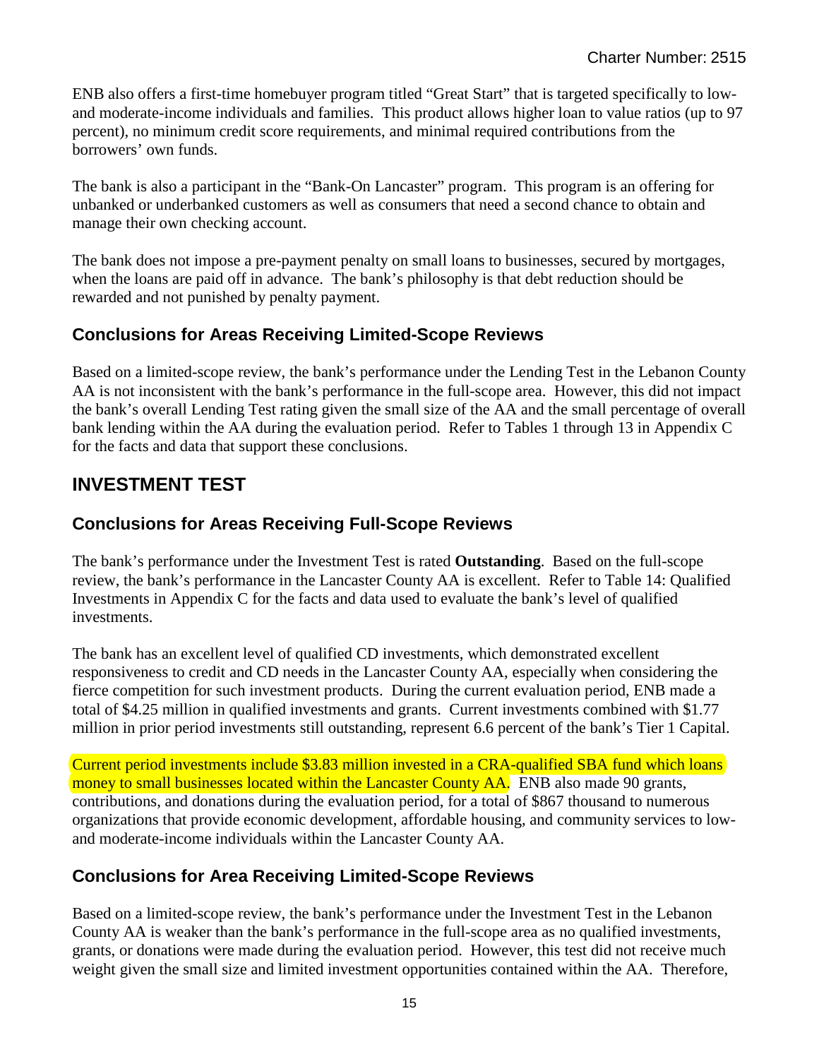ENB also offers a first-time homebuyer program titled "Great Start" that is targeted specifically to low- and moderate-income individuals and families. This product allows higher loan to value ratios (up to 97 percent), no minimum credit score requirements, and minimal required contributions from the borrowers' own funds.

The bank is also a participant in the "Bank-On Lancaster" program. This program is an offering for unbanked or underbanked customers as well as consumers that need a second chance to obtain and manage their own checking account.

The bank does not impose a pre-payment penalty on small loans to businesses, secured by mortgages, when the loans are paid off in advance. The bank's philosophy is that debt reduction should be rewarded and not punished by penalty payment.

### Conclusions for Areas Receiving Limited-Scope Reviews

Based on a limited-scope review, the bank's performance under the Lending Test in the Lebanon County AA is not inconsistent with the bank's performance in the full-scope area. However, this did not impact the bank's overall Lending Test rating given the small size of the AA and the small percentage of overall bank lending within the AA during the evaluation period. Refer to Tables 1 through 13 in Appendix C for the facts and data that support these conclusions.

## INVESTMENT TEST

### Conclusions for Areas Receiving Full-Scope Reviews

The bank's performance under the Investment Test is rated **Outstanding**. Based on the full-scope review, the bank's performance in the Lancaster County AA is excellent. Refer to Table 14: Qualified Investments in Appendix C for the facts and data used to evaluate the bank's level of qualified investments.

The bank has an excellent level of qualified CD investments, which demonstrated excellent responsiveness to credit and CD needs in the Lancaster County AA, especially when considering the fierce competition for such investment products. During the current evaluation period, ENB made a total of $4.25 million in qualified investments and grants. Current investments combined with $1.77 million in prior period investments still outstanding, represent 6.6 percent of the bank's Tier 1 Capital.

Current period investments include $3.83 million invested in a CRA-qualified SBA fund which loans money to small businesses located within the Lancaster County AA. ENB also made 90 grants, contributions, and donations during the evaluation period, for a total of $867 thousand to numerous organizations that provide economic development, affordable housing, and community services to low- and moderate-income individuals within the Lancaster County AA.

### Conclusions for Area Receiving Limited-Scope Reviews

Based on a limited-scope review, the bank's performance under the Investment Test in the Lebanon County AA is weaker than the bank's performance in the full-scope area as no qualified investments, grants, or donations were made during the evaluation period. However, this test did not receive much weight given the small size and limited investment opportunities contained within the AA. Therefore,